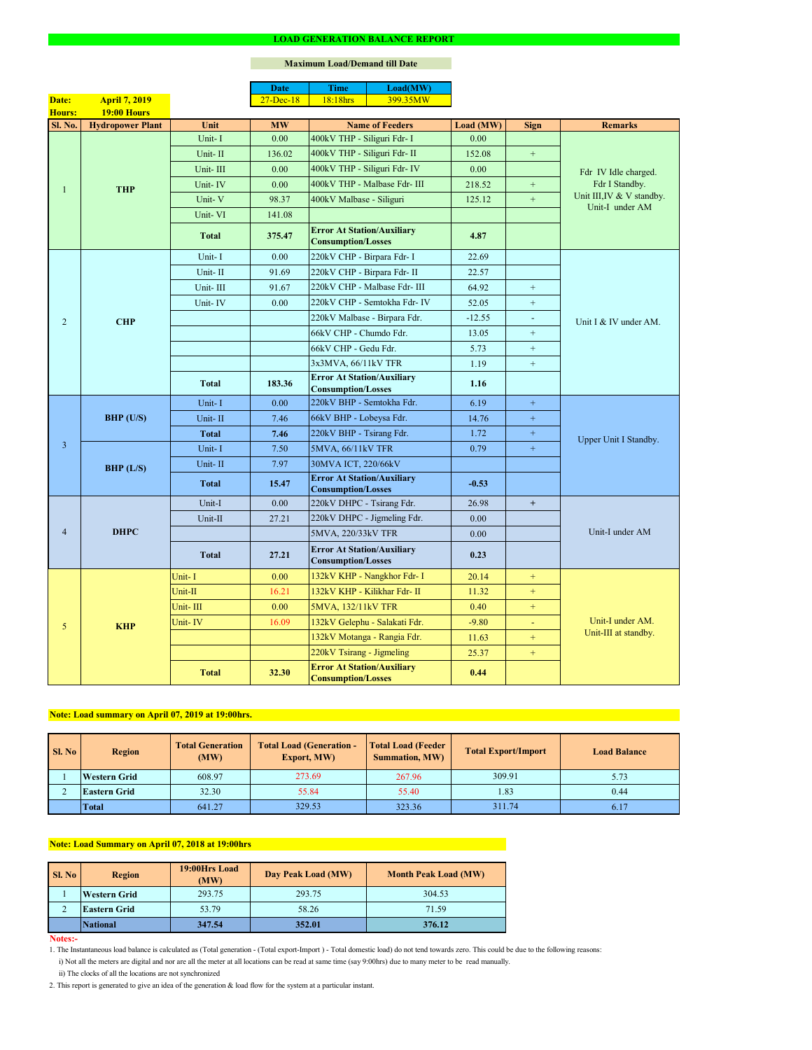# LOAD GENERATION BALANCE REPORT

**Maximum Load/Demand till Date**

| Date | Time | Load(MW) |
|---|---|---|
| 27-Dec-18 | 18:18hrs | 399.35MW |

**Date:** April 7, 2019
**Hours:** 19:00 Hours

| Sl. No. | Hydropower Plant | Unit | MW | Name of Feeders | Load (MW) | Sign | Remarks |
|---|---|---|---|---|---|---|---|
| 1 | THP | Unit- I | 0.00 | 400kV THP - Siliguri Fdr- I | 0.00 | | Fdr IV Idle charged. Fdr I Standby. Unit III,IV & V standby. Unit-I under AM |
| | | Unit- II | 136.02 | 400kV THP - Siliguri Fdr- II | 152.08 | + | |
| | | Unit- III | 0.00 | 400kV THP - Siliguri Fdr- IV | 0.00 | | |
| | | Unit- IV | 0.00 | 400kV THP - Malbase Fdr- III | 218.52 | + | |
| | | Unit- V | 98.37 | 400kV Malbase - Siliguri | 125.12 | + | |
| | | Unit- VI | 141.08 | | | | |
| | | **Total** | **375.47** | **Error At Station/Auxiliary Consumption/Losses** | **4.87** | | |
| 2 | CHP | Unit- I | 0.00 | 220kV CHP - Birpara Fdr- I | 22.69 | | Unit I & IV under AM. |
| | | Unit- II | 91.69 | 220kV CHP - Birpara Fdr- II | 22.57 | | |
| | | Unit- III | 91.67 | 220kV CHP - Malbase Fdr- III | 64.92 | + | |
| | | Unit- IV | 0.00 | 220kV CHP - Semtokha Fdr- IV | 52.05 | + | |
| | | | | 220kV Malbase - Birpara Fdr. | -12.55 | - | |
| | | | | 66kV CHP - Chumdo Fdr. | 13.05 | + | |
| | | | | 66kV CHP - Gedu Fdr. | 5.73 | + | |
| | | | | 3x3MVA, 66/11kV TFR | 1.19 | + | |
| | | **Total** | **183.36** | **Error At Station/Auxiliary Consumption/Losses** | **1.16** | | |
| 3 | BHP (U/S) | Unit- I | 0.00 | 220kV BHP - Semtokha Fdr. | 6.19 | + | Upper Unit I Standby. |
| | | Unit- II | 7.46 | 66kV BHP - Lobeysa Fdr. | 14.76 | + | |
| | | **Total** | **7.46** | 220kV BHP - Tsirang Fdr. | 1.72 | + | |
| | BHP (L/S) | Unit- I | 7.50 | 5MVA, 66/11kV TFR | 0.79 | + | |
| | | Unit- II | 7.97 | 30MVA ICT, 220/66kV | | | |
| | | **Total** | **15.47** | **Error At Station/Auxiliary Consumption/Losses** | **-0.53** | | |
| 4 | DHPC | Unit-I | 0.00 | 220kV DHPC - Tsirang Fdr. | 26.98 | + | Unit-I under AM |
| | | Unit-II | 27.21 | 220kV DHPC - Jigmeling Fdr. | 0.00 | | |
| | | | | 5MVA, 220/33kV TFR | 0.00 | | |
| | | **Total** | **27.21** | **Error At Station/Auxiliary Consumption/Losses** | **0.23** | | |
| 5 | KHP | Unit- I | 0.00 | 132kV KHP - Nangkhor Fdr- I | 20.14 | + | Unit-I under AM. Unit-III at standby. |
| | | Unit-II | 16.21 | 132kV KHP - Kilikhar Fdr- II | 11.32 | + | |
| | | Unit- III | 0.00 | 5MVA, 132/11kV TFR | 0.40 | + | |
| | | Unit- IV | 16.09 | 132kV Gelephu - Salakati Fdr. | -9.80 | - | |
| | | | | 132kV Motanga - Rangia Fdr. | 11.63 | + | |
| | | | | 220kV Tsirang - Jigmeling | 25.37 | + | |
| | | **Total** | **32.30** | **Error At Station/Auxiliary Consumption/Losses** | **0.44** | | |

**Note: Load summary on April 07, 2019 at 19:00hrs.**

| Sl. No | Region | Total Generation (MW) | Total Load (Generation - Export, MW) | Total Load (Feeder Summation, MW) | Total Export/Import | Load Balance |
|---|---|---|---|---|---|---|
| 1 | Western Grid | 608.97 | 273.69 | 267.96 | 309.91 | 5.73 |
| 2 | Eastern Grid | 32.30 | 55.84 | 55.40 | 1.83 | 0.44 |
| | Total | 641.27 | 329.53 | 323.36 | 311.74 | 6.17 |

**Note: Load Summary on April 07, 2018 at 19:00hrs**

| Sl. No | Region | 19:00Hrs Load (MW) | Day Peak Load (MW) | Month Peak Load (MW) |
|---|---|---|---|---|
| 1 | Western Grid | 293.75 | 293.75 | 304.53 |
| 2 | Eastern Grid | 53.79 | 58.26 | 71.59 |
| | **National** | **347.54** | **352.01** | **376.12** |

**Notes:-**

1. The Instantaneous load balance is calculated as (Total generation - (Total export-Import ) - Total domestic load) do not tend towards zero. This could be due to the following reasons:

   i) Not all the meters are digital and nor are all the meter at all locations can be read at same time (say 9:00hrs) due to many meter to be read manually.

   ii) The clocks of all the locations are not synchronized

2. This report is generated to give an idea of the generation & load flow for the system at a particular instant.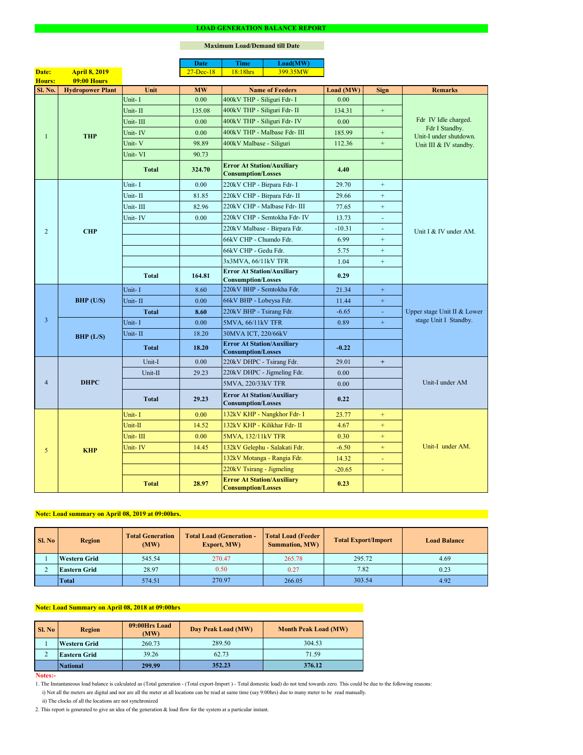# LOAD GENERATION BALANCE REPORT

**Maximum Load/Demand till Date**

| Date | Time | Load(MW) |
|---|---|---|
| 27-Dec-18 | 18:18hrs | 399.35MW |

**Date:** April 8, 2019
**Hours:** 09:00 Hours

| Sl. No. | Hydropower Plant | Unit | MW | Name of Feeders | Load (MW) | Sign | Remarks |
|---|---|---|---|---|---|---|---|
| 1 | THP | Unit- I | 0.00 | 400kV THP - Siliguri Fdr- I | 0.00 | | Fdr IV Idle charged. Fdr I Standby. Unit-I under shutdown. Unit III & IV standby. |
| | | Unit- II | 135.08 | 400kV THP - Siliguri Fdr- II | 134.31 | + | |
| | | Unit- III | 0.00 | 400kV THP - Siliguri Fdr- IV | 0.00 | | |
| | | Unit- IV | 0.00 | 400kV THP - Malbase Fdr- III | 185.99 | + | |
| | | Unit- V | 98.89 | 400kV Malbase - Siliguri | 112.36 | + | |
| | | Unit- VI | 90.73 | | | | |
| | | **Total** | **324.70** | **Error At Station/Auxiliary Consumption/Losses** | **4.40** | | |
| 2 | CHP | Unit- I | 0.00 | 220kV CHP - Birpara Fdr- I | 29.70 | + | Unit I & IV under AM. |
| | | Unit- II | 81.85 | 220kV CHP - Birpara Fdr- II | 29.66 | + | |
| | | Unit- III | 82.96 | 220kV CHP - Malbase Fdr- III | 77.65 | + | |
| | | Unit- IV | 0.00 | 220kV CHP - Semtokha Fdr- IV | 13.73 | - | |
| | | | | 220kV Malbase - Birpara Fdr. | -10.31 | - | |
| | | | | 66kV CHP - Chumdo Fdr. | 6.99 | + | |
| | | | | 66kV CHP - Gedu Fdr. | 5.75 | + | |
| | | | | 3x3MVA, 66/11kV TFR | 1.04 | + | |
| | | **Total** | **164.81** | **Error At Station/Auxiliary Consumption/Losses** | **0.29** | | |
| 3 | BHP (U/S) | Unit- I | 8.60 | 220kV BHP - Semtokha Fdr. | 21.34 | + | Upper stage Unit II & Lower stage Unit I Standby. |
| | | Unit- II | 0.00 | 66kV BHP - Lobeysa Fdr. | 11.44 | + | |
| | | **Total** | **8.60** | 220kV BHP - Tsirang Fdr. | -6.65 | - | |
| | BHP (L/S) | Unit- I | 0.00 | 5MVA, 66/11kV TFR | 0.89 | + | |
| | | Unit- II | 18.20 | 30MVA ICT, 220/66kV | | | |
| | | **Total** | **18.20** | **Error At Station/Auxiliary Consumption/Losses** | **-0.22** | | |
| 4 | DHPC | Unit-I | 0.00 | 220kV DHPC - Tsirang Fdr. | 29.01 | + | Unit-I under AM |
| | | Unit-II | 29.23 | 220kV DHPC - Jigmeling Fdr. | 0.00 | | |
| | | | | 5MVA, 220/33kV TFR | 0.00 | | |
| | | **Total** | **29.23** | **Error At Station/Auxiliary Consumption/Losses** | **0.22** | | |
| 5 | KHP | Unit- I | 0.00 | 132kV KHP - Nangkhor Fdr- I | 23.77 | + | Unit-I under AM. |
| | | Unit-II | 14.52 | 132kV KHP - Kilikhar Fdr- II | 4.67 | + | |
| | | Unit- III | 0.00 | 5MVA, 132/11kV TFR | 0.30 | + | |
| | | Unit- IV | 14.45 | 132kV Gelephu - Salakati Fdr. | -6.50 | + | |
| | | | | 132kV Motanga - Rangia Fdr. | 14.32 | - | |
| | | | | 220kV Tsirang - Jigmeling | -20.65 | - | |
| | | **Total** | **28.97** | **Error At Station/Auxiliary Consumption/Losses** | **0.23** | | |

**Note: Load summary on April 08, 2019 at 09:00hrs.**

| Sl. No | Region | Total Generation (MW) | Total Load (Generation - Export, MW) | Total Load (Feeder Summation, MW) | Total Export/Import | Load Balance |
|---|---|---|---|---|---|---|
| 1 | Western Grid | 545.54 | 270.47 | 265.78 | 295.72 | 4.69 |
| 2 | Eastern Grid | 28.97 | 0.50 | 0.27 | 7.82 | 0.23 |
| | Total | 574.51 | 270.97 | 266.05 | 303.54 | 4.92 |

**Note: Load Summary on April 08, 2018 at 09:00hrs**

| Sl. No | Region | 09:00Hrs Load (MW) | Day Peak Load (MW) | Month Peak Load (MW) |
|---|---|---|---|---|
| 1 | Western Grid | 260.73 | 289.50 | 304.53 |
| 2 | Eastern Grid | 39.26 | 62.73 | 71.59 |
| | **National** | **299.99** | **352.23** | **376.12** |

**Notes:-**

1. The Instantaneous load balance is calculated as (Total generation - (Total export-Import ) - Total domestic load) do not tend towards zero. This could be due to the following reasons:
   i) Not all the meters are digital and nor are all the meter at all locations can be read at same time (say 9:00hrs) due to many meter to be read manually.
   ii) The clocks of all the locations are not synchronized
2. This report is generated to give an idea of the generation & load flow for the system at a particular instant.